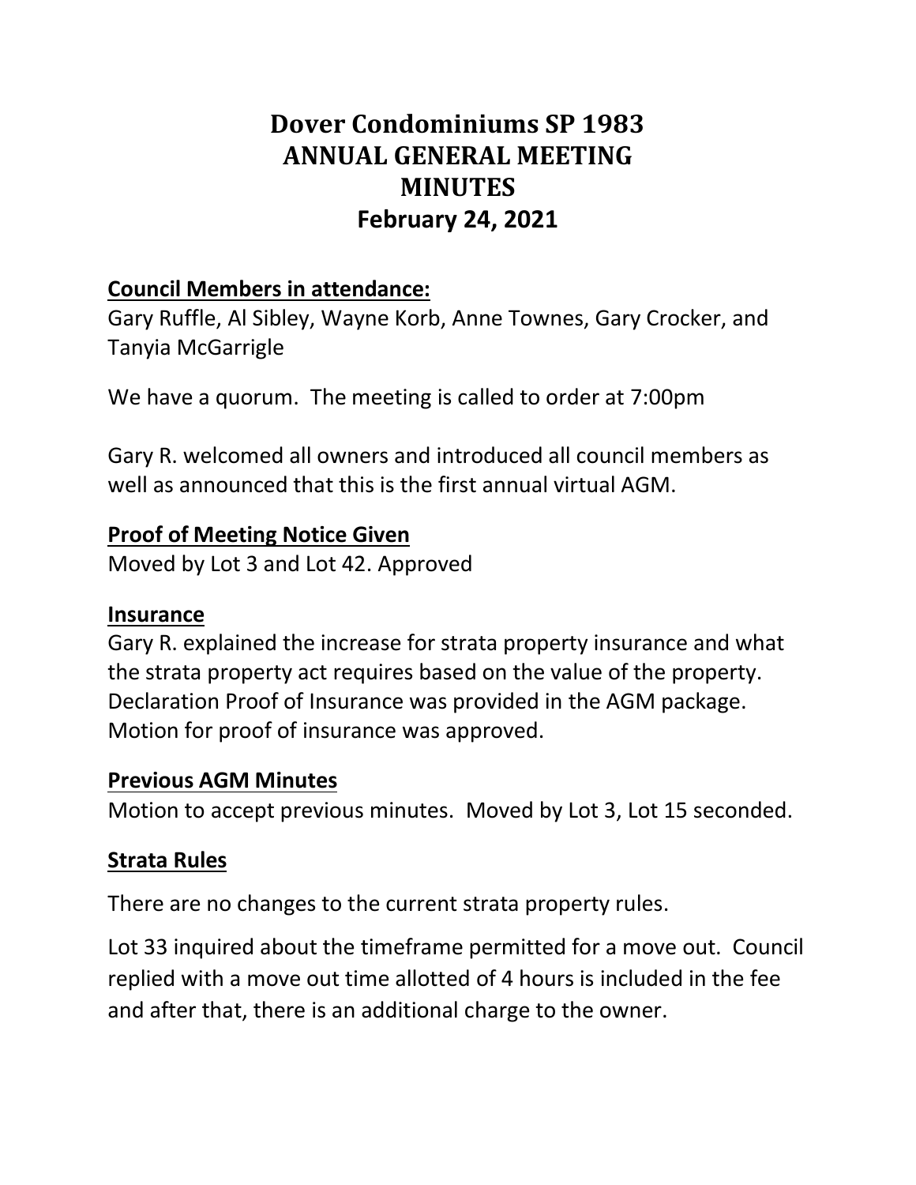# Dover Condominiums SP 1983
# ANNUAL GENERAL MEETING
# MINUTES
# February 24, 2021

**Council Members in attendance:**

Gary Ruffle, Al Sibley, Wayne Korb, Anne Townes, Gary Crocker, and Tanyia McGarrigle

We have a quorum. The meeting is called to order at 7:00pm

Gary R. welcomed all owners and introduced all council members as well as announced that this is the first annual virtual AGM.

**Proof of Meeting Notice Given**

Moved by Lot 3 and Lot 42. Approved

**Insurance**

Gary R. explained the increase for strata property insurance and what the strata property act requires based on the value of the property. Declaration Proof of Insurance was provided in the AGM package. Motion for proof of insurance was approved.

**Previous AGM Minutes**

Motion to accept previous minutes. Moved by Lot 3, Lot 15 seconded.

**Strata Rules**

There are no changes to the current strata property rules.

Lot 33 inquired about the timeframe permitted for a move out. Council replied with a move out time allotted of 4 hours is included in the fee and after that, there is an additional charge to the owner.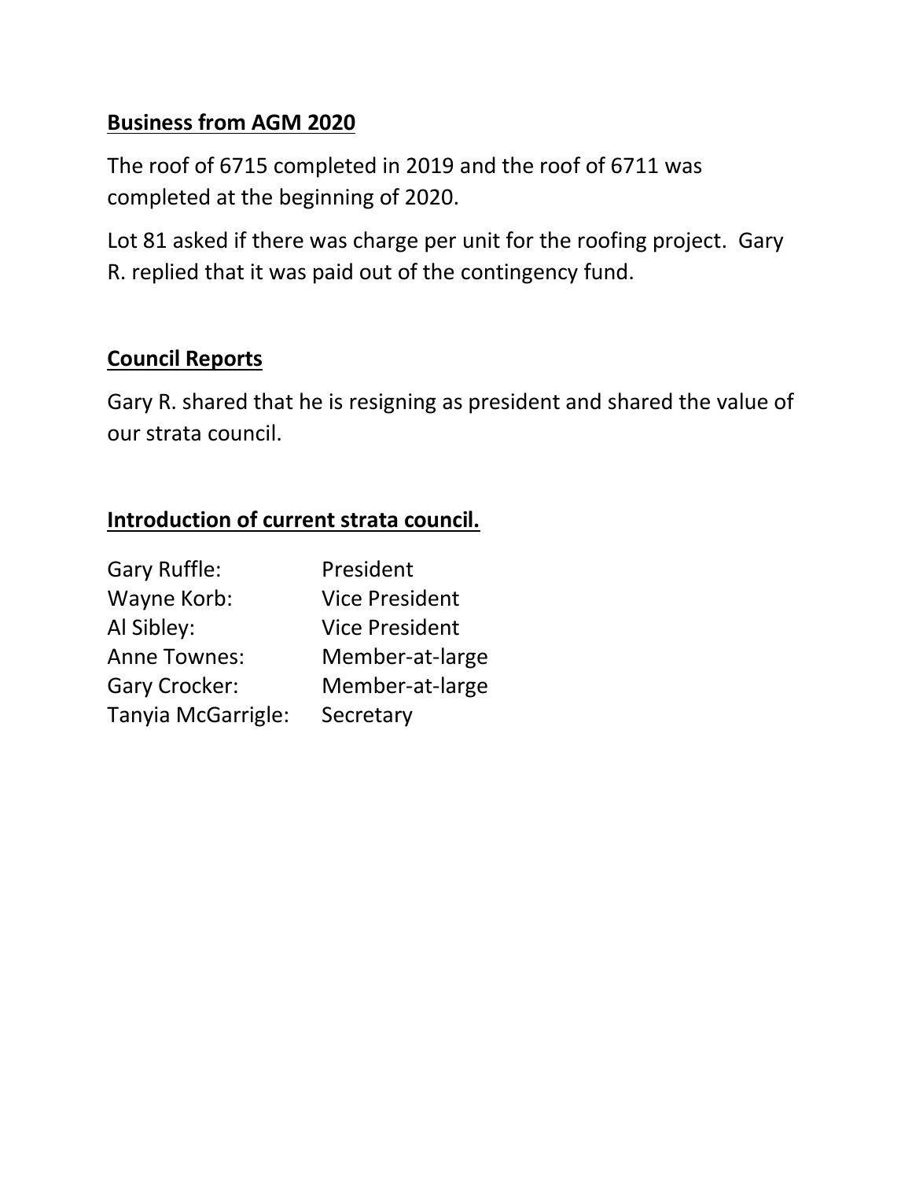**Business from AGM 2020**

The roof of 6715 completed in 2019 and the roof of 6711 was completed at the beginning of 2020.

Lot 81 asked if there was charge per unit for the roofing project. Gary R. replied that it was paid out of the contingency fund.

**Council Reports**

Gary R. shared that he is resigning as president and shared the value of our strata council.

**Introduction of current strata council.**

| | |
|---|---|
| Gary Ruffle: | President |
| Wayne Korb: | Vice President |
| Al Sibley: | Vice President |
| Anne Townes: | Member-at-large |
| Gary Crocker: | Member-at-large |
| Tanyia McGarrigle: | Secretary |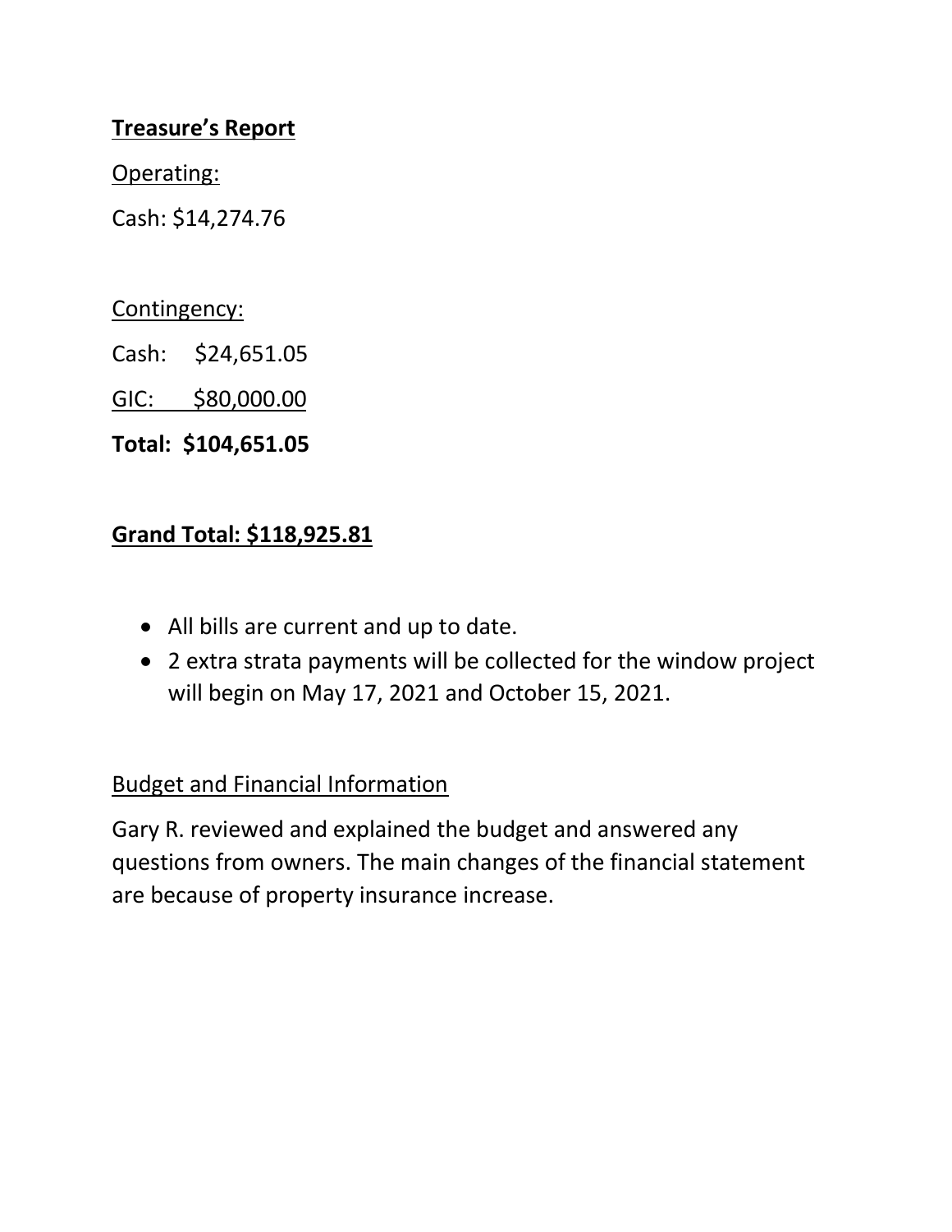**<u>Treasure's Report</u>**

<u>Operating:</u>

Cash: $14,274.76

<u>Contingency:</u>

Cash: $24,651.05

<u>GIC: $80,000.00</u>

**Total: $104,651.05**

**<u>Grand Total: $118,925.81</u>**

- All bills are current and up to date.
- 2 extra strata payments will be collected for the window project will begin on May 17, 2021 and October 15, 2021.

<u>Budget and Financial Information</u>

Gary R. reviewed and explained the budget and answered any questions from owners. The main changes of the financial statement are because of property insurance increase.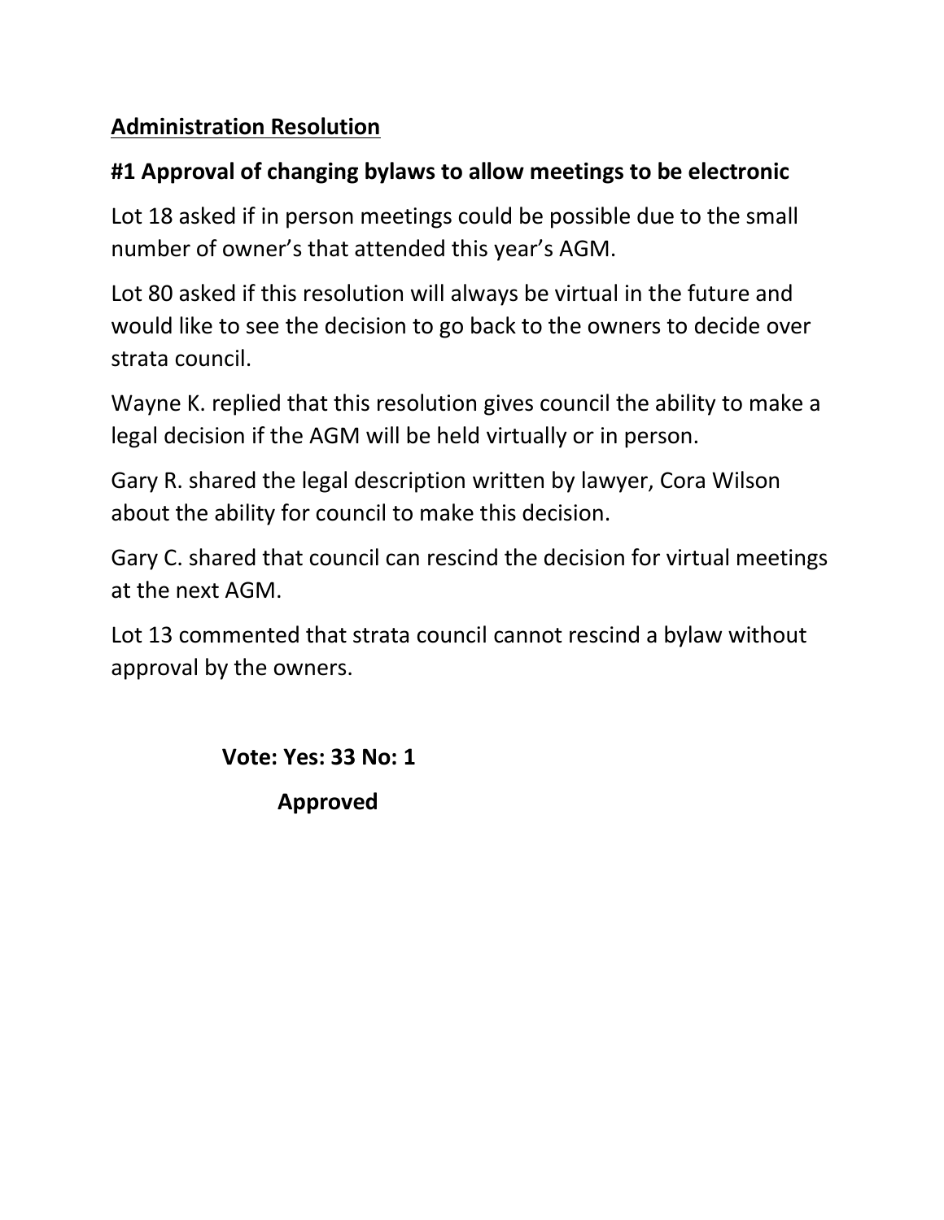## Administration Resolution

### #1 Approval of changing bylaws to allow meetings to be electronic

Lot 18 asked if in person meetings could be possible due to the small number of owner's that attended this year's AGM.

Lot 80 asked if this resolution will always be virtual in the future and would like to see the decision to go back to the owners to decide over strata council.

Wayne K. replied that this resolution gives council the ability to make a legal decision if the AGM will be held virtually or in person.

Gary R. shared the legal description written by lawyer, Cora Wilson about the ability for council to make this decision.

Gary C. shared that council can rescind the decision for virtual meetings at the next AGM.

Lot 13 commented that strata council cannot rescind a bylaw without approval by the owners.

**Vote: Yes: 33 No: 1**

**Approved**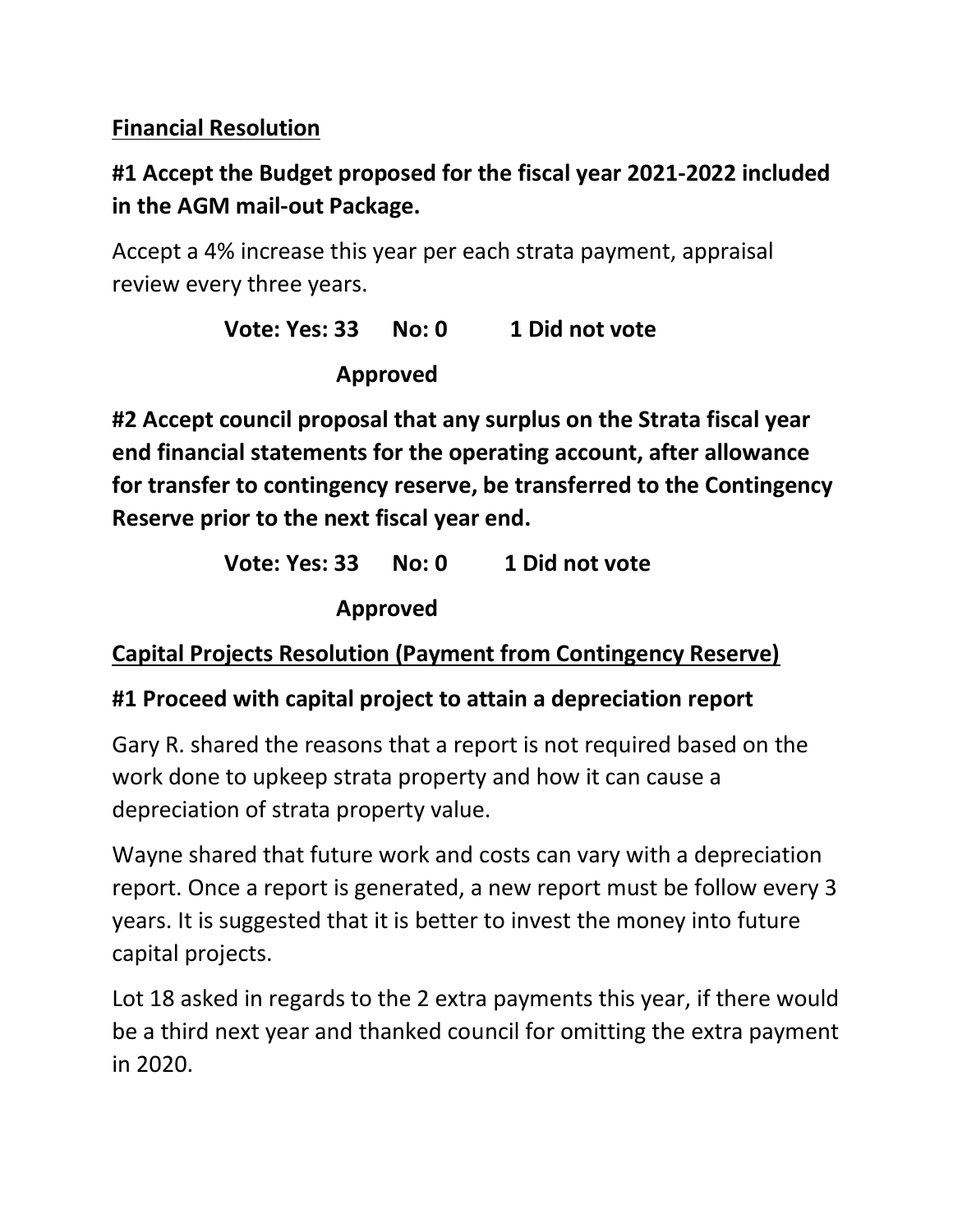**<u>Financial Resolution</u>**

**#1 Accept the Budget proposed for the fiscal year 2021-2022 included in the AGM mail-out Package.**

Accept a 4% increase this year per each strata payment, appraisal review every three years.

**Vote: Yes: 33 No: 0 1 Did not vote**

**Approved**

**#2 Accept council proposal that any surplus on the Strata fiscal year end financial statements for the operating account, after allowance for transfer to contingency reserve, be transferred to the Contingency Reserve prior to the next fiscal year end.**

**Vote: Yes: 33 No: 0 1 Did not vote**

**Approved**

**<u>Capital Projects Resolution (Payment from Contingency Reserve)</u>**

**#1 Proceed with capital project to attain a depreciation report**

Gary R. shared the reasons that a report is not required based on the work done to upkeep strata property and how it can cause a depreciation of strata property value.

Wayne shared that future work and costs can vary with a depreciation report. Once a report is generated, a new report must be follow every 3 years. It is suggested that it is better to invest the money into future capital projects.

Lot 18 asked in regards to the 2 extra payments this year, if there would be a third next year and thanked council for omitting the extra payment in 2020.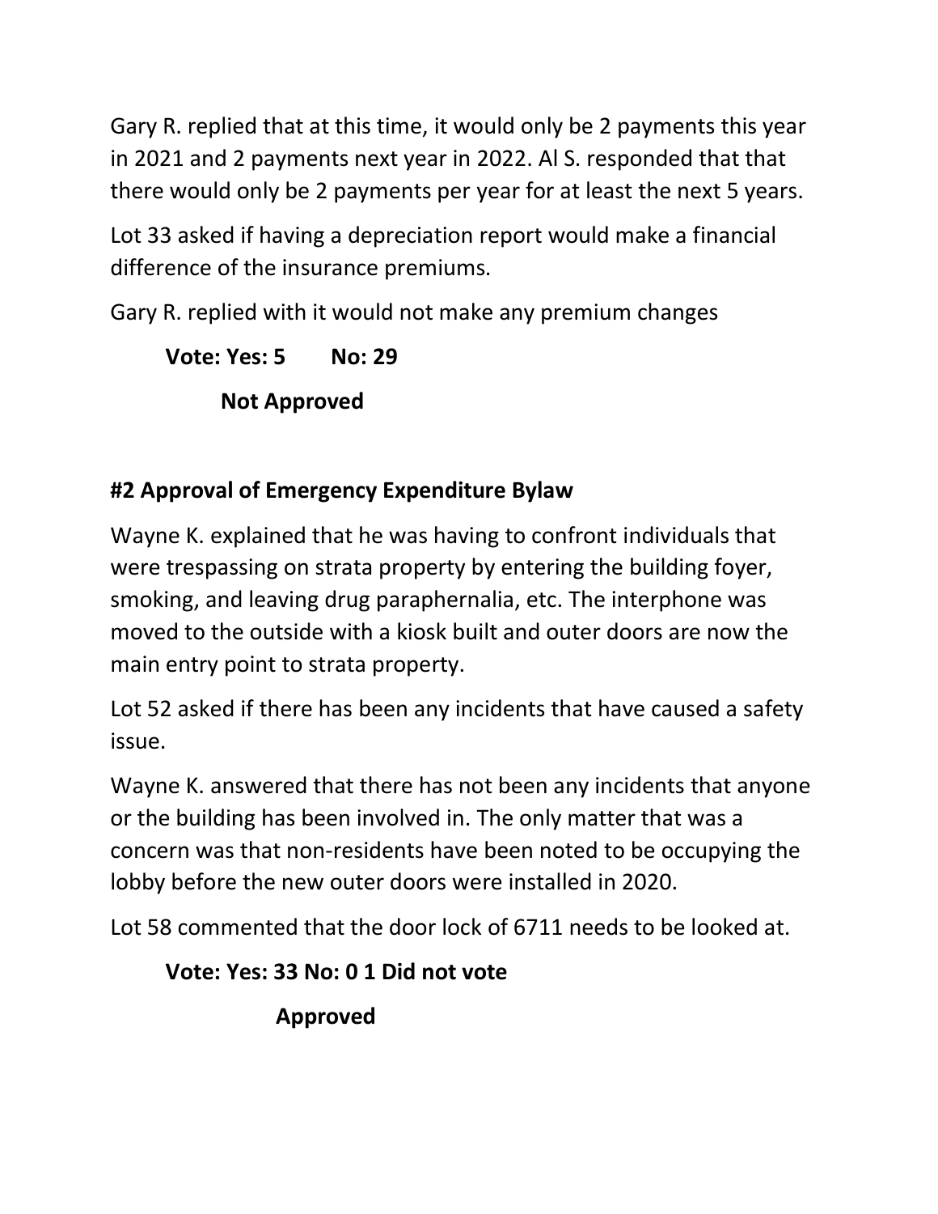Gary R. replied that at this time, it would only be 2 payments this year in 2021 and 2 payments next year in 2022. Al S. responded that that there would only be 2 payments per year for at least the next 5 years.

Lot 33 asked if having a depreciation report would make a financial difference of the insurance premiums.

Gary R. replied with it would not make any premium changes

**Vote: Yes: 5 No: 29**

**Not Approved**

**#2 Approval of Emergency Expenditure Bylaw**

Wayne K. explained that he was having to confront individuals that were trespassing on strata property by entering the building foyer, smoking, and leaving drug paraphernalia, etc. The interphone was moved to the outside with a kiosk built and outer doors are now the main entry point to strata property.

Lot 52 asked if there has been any incidents that have caused a safety issue.

Wayne K. answered that there has not been any incidents that anyone or the building has been involved in. The only matter that was a concern was that non-residents have been noted to be occupying the lobby before the new outer doors were installed in 2020.

Lot 58 commented that the door lock of 6711 needs to be looked at.

**Vote: Yes: 33 No: 0 1 Did not vote**

**Approved**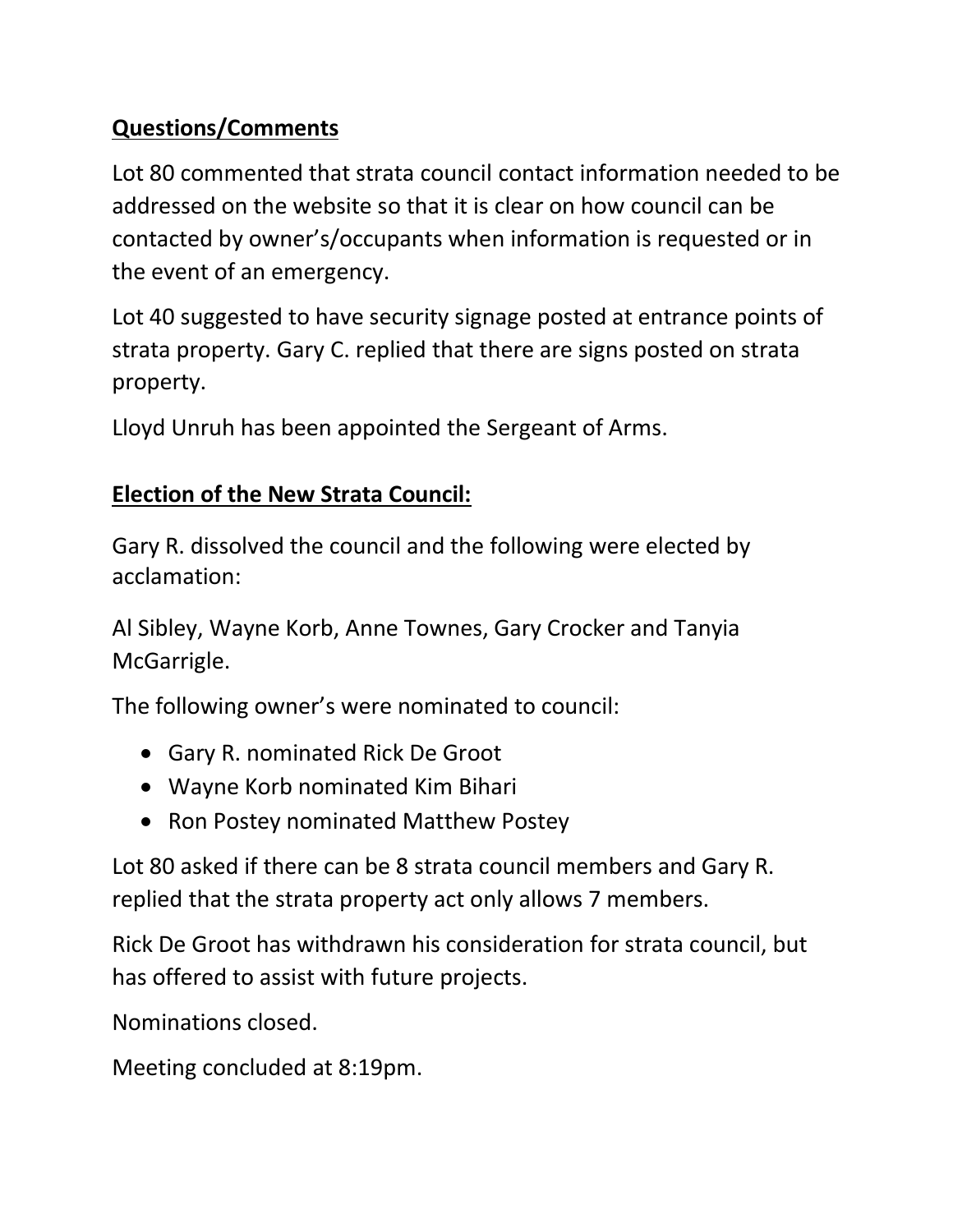**Questions/Comments**

Lot 80 commented that strata council contact information needed to be addressed on the website so that it is clear on how council can be contacted by owner's/occupants when information is requested or in the event of an emergency.

Lot 40 suggested to have security signage posted at entrance points of strata property. Gary C. replied that there are signs posted on strata property.

Lloyd Unruh has been appointed the Sergeant of Arms.

**Election of the New Strata Council:**

Gary R. dissolved the council and the following were elected by acclamation:

Al Sibley, Wayne Korb, Anne Townes, Gary Crocker and Tanyia McGarrigle.

The following owner's were nominated to council:

- Gary R. nominated Rick De Groot
- Wayne Korb nominated Kim Bihari
- Ron Postey nominated Matthew Postey

Lot 80 asked if there can be 8 strata council members and Gary R. replied that the strata property act only allows 7 members.

Rick De Groot has withdrawn his consideration for strata council, but has offered to assist with future projects.

Nominations closed.

Meeting concluded at 8:19pm.